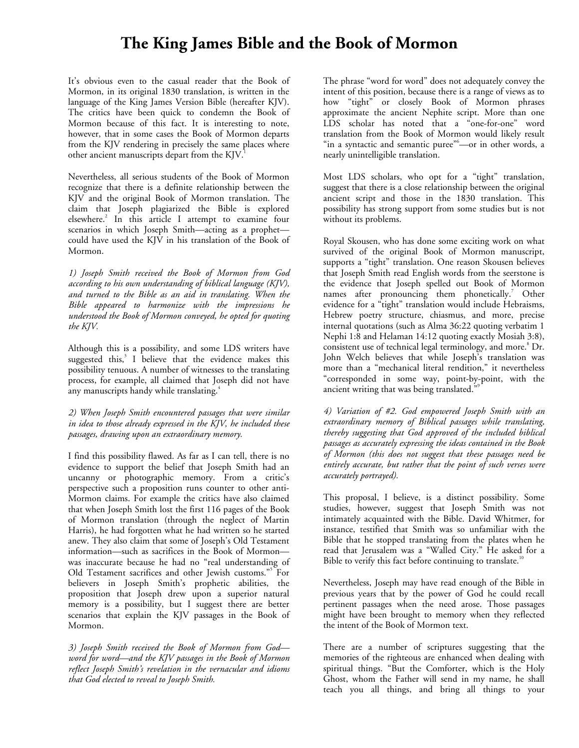# The King James Bible and the Book of Mormon

It's obvious even to the casual reader that the Book of Mormon, in its original 1830 translation, is written in the language of the King James Version Bible (hereafter KJV). The critics have been quick to condemn the Book of Mormon because of this fact. It is interesting to note, however, that in some cases the Book of Mormon departs from the KJV rendering in precisely the same places where other ancient manuscripts depart from the KJV.[1]

Nevertheless, all serious students of the Book of Mormon recognize that there is a definite relationship between the KJV and the original Book of Mormon translation. The claim that Joseph plagiarized the Bible is explored elsewhere.[2] In this article I attempt to examine four scenarios in which Joseph Smith—acting as a prophet—could have used the KJV in his translation of the Book of Mormon.

*1) Joseph Smith received the Book of Mormon from God according to his own understanding of biblical language (KJV), and turned to the Bible as an aid in translating. When the Bible appeared to harmonize with the impressions he understood the Book of Mormon conveyed, he opted for quoting the KJV.*

Although this is a possibility, and some LDS writers have suggested this,[3] I believe that the evidence makes this possibility tenuous. A number of witnesses to the translating process, for example, all claimed that Joseph did not have any manuscripts handy while translating.[4]

*2) When Joseph Smith encountered passages that were similar in idea to those already expressed in the KJV, he included these passages, drawing upon an extraordinary memory.*

I find this possibility flawed. As far as I can tell, there is no evidence to support the belief that Joseph Smith had an uncanny or photographic memory. From a critic's perspective such a proposition runs counter to other anti-Mormon claims. For example the critics have also claimed that when Joseph Smith lost the first 116 pages of the Book of Mormon translation (through the neglect of Martin Harris), he had forgotten what he had written so he started anew. They also claim that some of Joseph's Old Testament information—such as sacrifices in the Book of Mormon—was inaccurate because he had no "real understanding of Old Testament sacrifices and other Jewish customs."[5] For believers in Joseph Smith's prophetic abilities, the proposition that Joseph drew upon a superior natural memory is a possibility, but I suggest there are better scenarios that explain the KJV passages in the Book of Mormon.

*3) Joseph Smith received the Book of Mormon from God—word for word—and the KJV passages in the Book of Mormon reflect Joseph Smith's revelation in the vernacular and idioms that God elected to reveal to Joseph Smith.*

The phrase "word for word" does not adequately convey the intent of this position, because there is a range of views as to how "tight" or closely Book of Mormon phrases approximate the ancient Nephite script. More than one LDS scholar has noted that a "one-for-one" word translation from the Book of Mormon would likely result "in a syntactic and semantic puree"[6]—or in other words, a nearly unintelligible translation.

Most LDS scholars, who opt for a "tight" translation, suggest that there is a close relationship between the original ancient script and those in the 1830 translation. This possibility has strong support from some studies but is not without its problems.

Royal Skousen, who has done some exciting work on what survived of the original Book of Mormon manuscript, supports a "tight" translation. One reason Skousen believes that Joseph Smith read English words from the seerstone is the evidence that Joseph spelled out Book of Mormon names after pronouncing them phonetically.[7] Other evidence for a "tight" translation would include Hebraisms, Hebrew poetry structure, chiasmus, and more, precise internal quotations (such as Alma 36:22 quoting verbatim 1 Nephi 1:8 and Helaman 14:12 quoting exactly Mosiah 3:8), consistent use of technical legal terminology, and more.[8] Dr. John Welch believes that while Joseph's translation was more than a "mechanical literal rendition," it nevertheless "corresponded in some way, point-by-point, with the ancient writing that was being translated."[9]

*4) Variation of #2. God empowered Joseph Smith with an extraordinary memory of Biblical passages while translating, thereby suggesting that God approved of the included biblical passages as accurately expressing the ideas contained in the Book of Mormon (this does not suggest that these passages need be entirely accurate, but rather that the point of such verses were accurately portrayed).*

This proposal, I believe, is a distinct possibility. Some studies, however, suggest that Joseph Smith was not intimately acquainted with the Bible. David Whitmer, for instance, testified that Smith was so unfamiliar with the Bible that he stopped translating from the plates when he read that Jerusalem was a "Walled City." He asked for a Bible to verify this fact before continuing to translate.[10]

Nevertheless, Joseph may have read enough of the Bible in previous years that by the power of God he could recall pertinent passages when the need arose. Those passages might have been brought to memory when they reflected the intent of the Book of Mormon text.

There are a number of scriptures suggesting that the memories of the righteous are enhanced when dealing with spiritual things. "But the Comforter, which is the Holy Ghost, whom the Father will send in my name, he shall teach you all things, and bring all things to your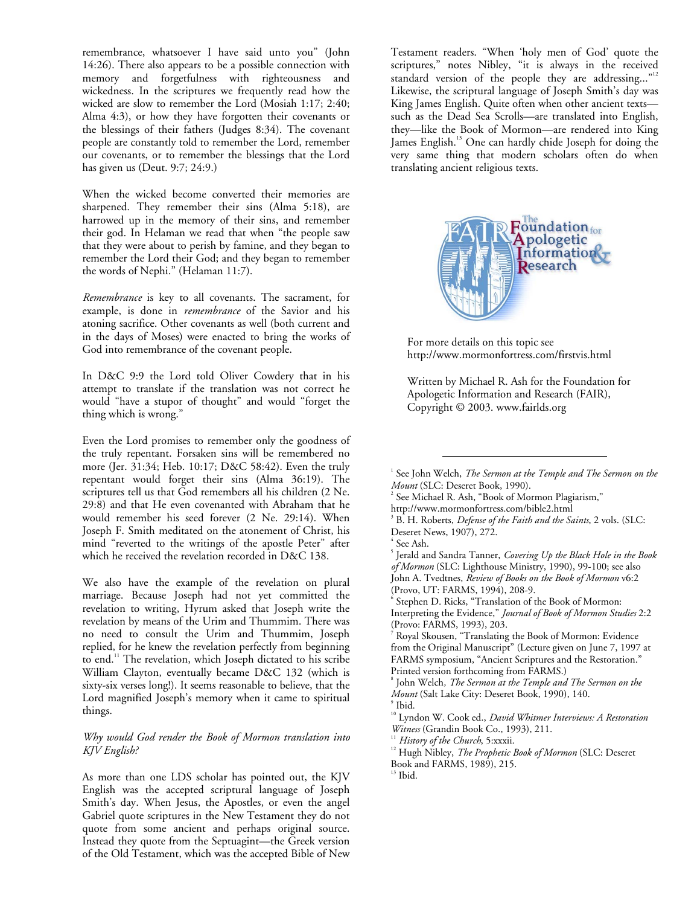remembrance, whatsoever I have said unto you" (John 14:26). There also appears to be a possible connection with memory and forgetfulness with righteousness and wickedness. In the scriptures we frequently read how the wicked are slow to remember the Lord (Mosiah 1:17; 2:40; Alma 4:3), or how they have forgotten their covenants or the blessings of their fathers (Judges 8:34). The covenant people are constantly told to remember the Lord, remember our covenants, or to remember the blessings that the Lord has given us (Deut. 9:7; 24:9.)

When the wicked become converted their memories are sharpened. They remember their sins (Alma 5:18), are harrowed up in the memory of their sins, and remember their god. In Helaman we read that when "the people saw that they were about to perish by famine, and they began to remember the Lord their God; and they began to remember the words of Nephi." (Helaman 11:7).

*Remembrance* is key to all covenants. The sacrament, for example, is done in *remembrance* of the Savior and his atoning sacrifice. Other covenants as well (both current and in the days of Moses) were enacted to bring the works of God into remembrance of the covenant people.

In D&C 9:9 the Lord told Oliver Cowdery that in his attempt to translate if the translation was not correct he would "have a stupor of thought" and would "forget the thing which is wrong."

Even the Lord promises to remember only the goodness of the truly repentant. Forsaken sins will be remembered no more (Jer. 31:34; Heb. 10:17; D&C 58:42). Even the truly repentant would forget their sins (Alma 36:19). The scriptures tell us that God remembers all his children (2 Ne. 29:8) and that He even covenanted with Abraham that he would remember his seed forever (2 Ne. 29:14). When Joseph F. Smith meditated on the atonement of Christ, his mind "reverted to the writings of the apostle Peter" after which he received the revelation recorded in D&C 138.

We also have the example of the revelation on plural marriage. Because Joseph had not yet committed the revelation to writing, Hyrum asked that Joseph write the revelation by means of the Urim and Thummim. There was no need to consult the Urim and Thummim, Joseph replied, for he knew the revelation perfectly from beginning to end.[11] The revelation, which Joseph dictated to his scribe William Clayton, eventually became D&C 132 (which is sixty-six verses long!). It seems reasonable to believe, that the Lord magnified Joseph's memory when it came to spiritual things.

### *Why would God render the Book of Mormon translation into KJV English?*

As more than one LDS scholar has pointed out, the KJV English was the accepted scriptural language of Joseph Smith's day. When Jesus, the Apostles, or even the angel Gabriel quote scriptures in the New Testament they do not quote from some ancient and perhaps original source. Instead they quote from the Septuagint—the Greek version of the Old Testament, which was the accepted Bible of New Testament readers. "When 'holy men of God' quote the scriptures," notes Nibley, "it is always in the received standard version of the people they are addressing..."[12] Likewise, the scriptural language of Joseph Smith's day was King James English. Quite often when other ancient texts—such as the Dead Sea Scrolls—are translated into English, they—like the Book of Mormon—are rendered into King James English.[13] One can hardly chide Joseph for doing the very same thing that modern scholars often do when translating ancient religious texts.

The Foundation for Apologetic Information & Research

For more details on this topic see http://www.mormonfortress.com/firstvis.html

Written by Michael R. Ash for the Foundation for Apologetic Information and Research (FAIR), Copyright © 2003. www.fairlds.org

---

[1] See John Welch, *The Sermon at the Temple and The Sermon on the Mount* (SLC: Deseret Book, 1990).
[2] See Michael R. Ash, "Book of Mormon Plagiarism," http://www.mormonfortress.com/bible2.html
[3] B. H. Roberts, *Defense of the Faith and the Saints*, 2 vols. (SLC: Deseret News, 1907), 272.
[4] See Ash.
[5] Jerald and Sandra Tanner, *Covering Up the Black Hole in the Book of Mormon* (SLC: Lighthouse Ministry, 1990), 99-100; see also John A. Tvedtnes, *Review of Books on the Book of Mormon* v6:2 (Provo, UT: FARMS, 1994), 208-9.
[6] Stephen D. Ricks, "Translation of the Book of Mormon: Interpreting the Evidence," *Journal of Book of Mormon Studies* 2:2 (Provo: FARMS, 1993), 203.
[7] Royal Skousen, "Translating the Book of Mormon: Evidence from the Original Manuscript" (Lecture given on June 7, 1997 at FARMS symposium, "Ancient Scriptures and the Restoration." Printed version forthcoming from FARMS.)
[8] John Welch, *The Sermon at the Temple and The Sermon on the Mount* (Salt Lake City: Deseret Book, 1990), 140.
[9] Ibid.
[10] Lyndon W. Cook ed., *David Whitmer Interviews: A Restoration Witness* (Grandin Book Co., 1993), 211.
[11] *History of the Church*, 5:xxxii.
[12] Hugh Nibley, *The Prophetic Book of Mormon* (SLC: Deseret Book and FARMS, 1989), 215.
[13] Ibid.